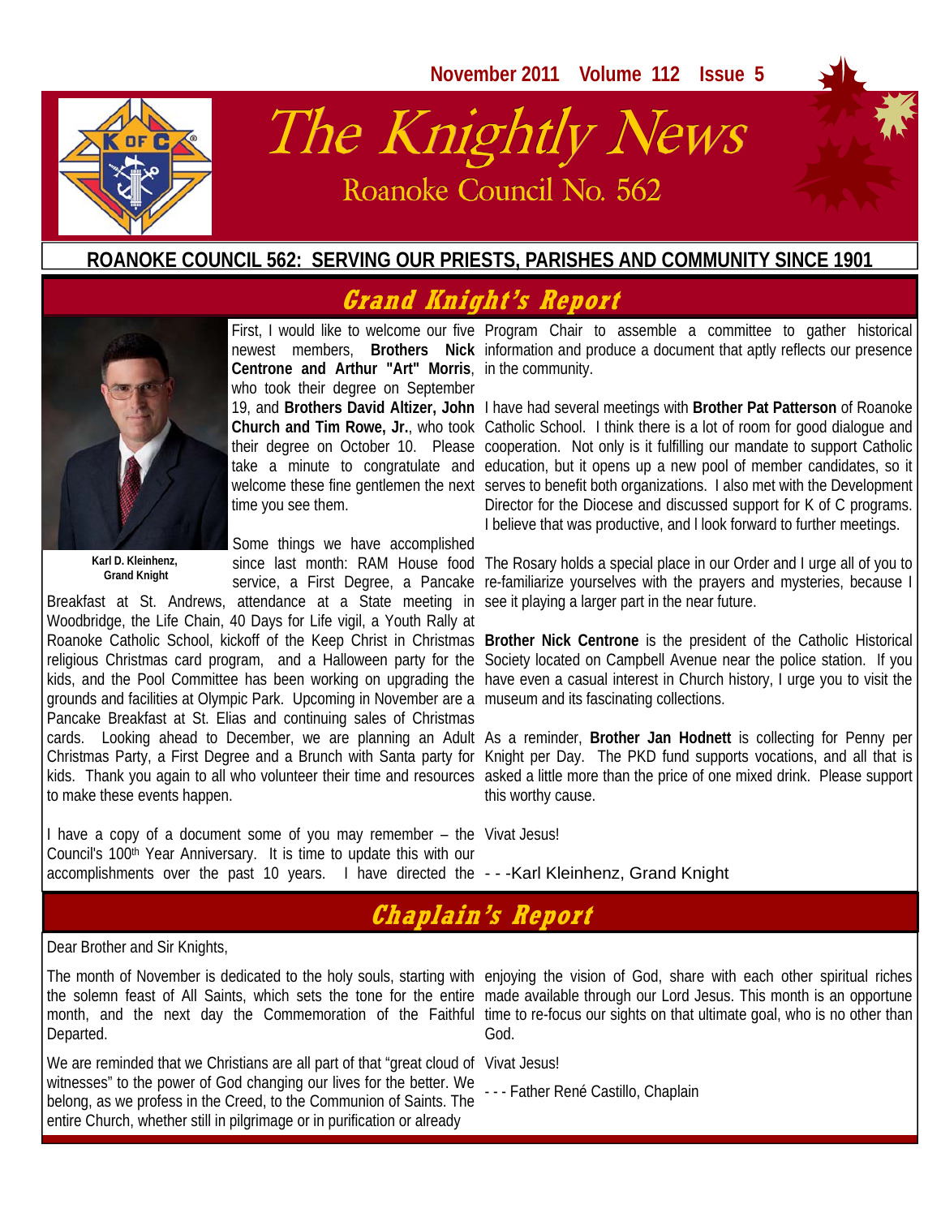November 2011 Volume 112 Issue 5

# The Knightly News

## Roanoke Council No. 562

**ROANOKE COUNCIL 562: SERVING OUR PRIESTS, PARISHES AND COMMUNITY SINCE 1901**

## Grand Knight's Report

**Karl D. Kleinhenz, Grand Knight**

First, I would like to welcome our five newest members, **Brothers Nick Centrone and Arthur "Art" Morris**, who took their degree on September 19, and **Brothers David Altizer, John Church and Tim Rowe, Jr.**, who took their degree on October 10. Please take a minute to congratulate and welcome these fine gentlemen the next time you see them.

Some things we have accomplished since last month: RAM House food service, a First Degree, a Pancake Breakfast at St. Andrews, attendance at a State meeting in Woodbridge, the Life Chain, 40 Days for Life vigil, a Youth Rally at Roanoke Catholic School, kickoff of the Keep Christ in Christmas religious Christmas card program, and a Halloween party for the kids, and the Pool Committee has been working on upgrading the grounds and facilities at Olympic Park. Upcoming in November are a Pancake Breakfast at St. Elias and continuing sales of Christmas cards. Looking ahead to December, we are planning an Adult Christmas Party, a First Degree and a Brunch with Santa party for kids. Thank you again to all who volunteer their time and resources to make these events happen.

I have a copy of a document some of you may remember – the Council's 100th Year Anniversary. It is time to update this with our accomplishments over the past 10 years. I have directed the Program Chair to assemble a committee to gather historical information and produce a document that aptly reflects our presence in the community.

I have had several meetings with **Brother Pat Patterson** of Roanoke Catholic School. I think there is a lot of room for good dialogue and cooperation. Not only is it fulfilling our mandate to support Catholic education, but it opens up a new pool of member candidates, so it serves to benefit both organizations. I also met with the Development Director for the Diocese and discussed support for K of C programs. I believe that was productive, and I look forward to further meetings.

The Rosary holds a special place in our Order and I urge all of you to re-familiarize yourselves with the prayers and mysteries, because I see it playing a larger part in the near future.

**Brother Nick Centrone** is the president of the Catholic Historical Society located on Campbell Avenue near the police station. If you have even a casual interest in Church history, I urge you to visit the museum and its fascinating collections.

As a reminder, **Brother Jan Hodnett** is collecting for Penny per Knight per Day. The PKD fund supports vocations, and all that is asked a little more than the price of one mixed drink. Please support this worthy cause.

Vivat Jesus!

- - -Karl Kleinhenz, Grand Knight

## Chaplain's Report

Dear Brother and Sir Knights,

The month of November is dedicated to the holy souls, starting with the solemn feast of All Saints, which sets the tone for the entire month, and the next day the Commemoration of the Faithful Departed.

We are reminded that we Christians are all part of that "great cloud of witnesses" to the power of God changing our lives for the better. We belong, as we profess in the Creed, to the Communion of Saints. The entire Church, whether still in pilgrimage or in purification or already enjoying the vision of God, share with each other spiritual riches made available through our Lord Jesus. This month is an opportune time to re-focus our sights on that ultimate goal, who is no other than God.

Vivat Jesus!

- - - Father René Castillo, Chaplain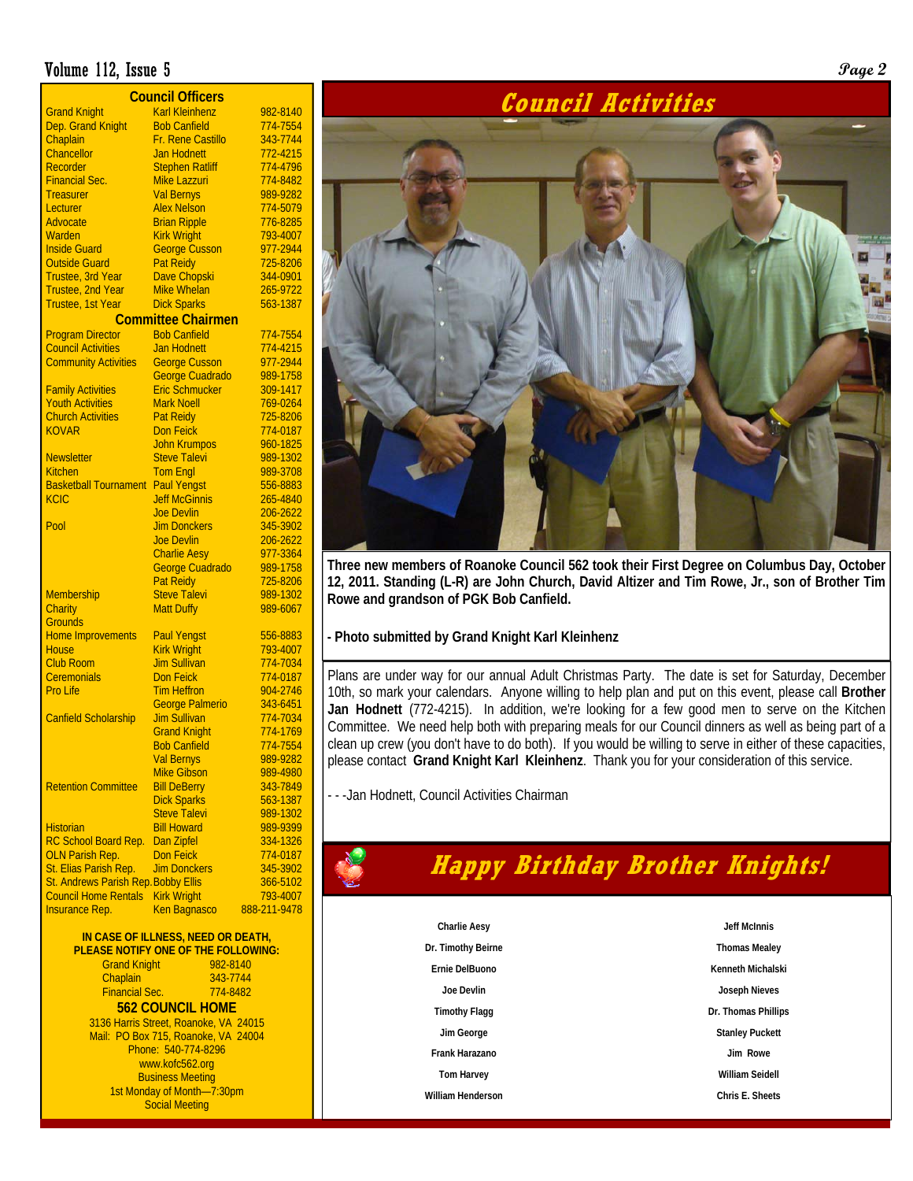## Council Officers

| Office | Name | Phone |
|---|---|---|
| Grand Knight | Karl Kleinhenz | 982-8140 |
| Dep. Grand Knight | Bob Canfield | 774-7554 |
| Chaplain | Fr. Rene Castillo | 343-7744 |
| Chancellor | Jan Hodnett | 772-4215 |
| Recorder | Stephen Ratliff | 774-4796 |
| Financial Sec. | Mike Lazzuri | 774-8482 |
| Treasurer | Val Bernys | 989-9282 |
| Lecturer | Alex Nelson | 774-5079 |
| Advocate | Brian Ripple | 776-8285 |
| Warden | Kirk Wright | 793-4007 |
| Inside Guard | George Cusson | 977-2944 |
| Outside Guard | Pat Reidy | 725-8206 |
| Trustee, 3rd Year | Dave Chopski | 344-0901 |
| Trustee, 2nd Year | Mike Whelan | 265-9722 |
| Trustee, 1st Year | Dick Sparks | 563-1387 |

## Committee Chairmen

| Committee | Name | Phone |
|---|---|---|
| Program Director | Bob Canfield | 774-7554 |
| Council Activities | Jan Hodnett | 774-4215 |
| Community Activities | George Cusson | 977-2944 |
| | George Cuadrado | 989-1758 |
| Family Activities | Eric Schmucker | 309-1417 |
| Youth Activities | Mark Noell | 769-0264 |
| Church Activities | Pat Reidy | 725-8206 |
| KOVAR | Don Feick | 774-0187 |
| | John Krumpos | 960-1825 |
| Newsletter | Steve Talevi | 989-1302 |
| Kitchen | Tom Engl | 989-3708 |
| Basketball Tournament | Paul Yengst | 556-8883 |
| KCIC | Jeff McGinnis | 265-4840 |
| | Joe Devlin | 206-2622 |
| Pool | Jim Donckers | 345-3902 |
| | Joe Devlin | 206-2622 |
| | Charlie Aesy | 977-3364 |
| | George Cuadrado | 989-1758 |
| | Pat Reidy | 725-8206 |
| Membership | Steve Talevi | 989-1302 |
| Charity | Matt Duffy | 989-6067 |
| Grounds | | |
| Home Improvements | Paul Yengst | 556-8883 |
| House | Kirk Wright | 793-4007 |
| Club Room | Jim Sullivan | 774-7034 |
| Ceremonials | Don Feick | 774-0187 |
| Pro Life | Tim Heffron | 904-2746 |
| | George Palmerio | 343-6451 |
| Canfield Scholarship | Jim Sullivan | 774-7034 |
| | Grand Knight | 774-1769 |
| | Bob Canfield | 774-7554 |
| | Val Bernys | 989-9282 |
| | Mike Gibson | 989-4980 |
| Retention Committee | Bill DeBerry | 343-7849 |
| | Dick Sparks | 563-1387 |
| | Steve Talevi | 989-1302 |
| Historian | Bill Howard | 989-9399 |
| RC School Board Rep. | Dan Zipfel | 334-1326 |
| OLN Parish Rep. | Don Feick | 774-0187 |
| St. Elias Parish Rep. | Jim Donckers | 345-3902 |
| St. Andrews Parish Rep. | Bobby Ellis | 366-5102 |
| Council Home Rentals | Kirk Wright | 793-4007 |
| Insurance Rep. | Ken Bagnasco | 888-211-9478 |

**IN CASE OF ILLNESS, NEED OR DEATH, PLEASE NOTIFY ONE OF THE FOLLOWING:**

| | |
|---|---|
| Grand Knight | 982-8140 |
| Chaplain | 343-7744 |
| Financial Sec. | 774-8482 |

**562 COUNCIL HOME**

3136 Harris Street, Roanoke, VA 24015
Mail: PO Box 715, Roanoke, VA 24004
Phone: 540-774-8296
www.kofc562.org
Business Meeting
1st Monday of Month—7:30pm
Social Meeting

## Council Activities

**Three new members of Roanoke Council 562 took their First Degree on Columbus Day, October 12, 2011. Standing (L-R) are John Church, David Altizer and Tim Rowe, Jr., son of Brother Tim Rowe and grandson of PGK Bob Canfield.**

**- Photo submitted by Grand Knight Karl Kleinhenz**

Plans are under way for our annual Adult Christmas Party. The date is set for Saturday, December 10th, so mark your calendars. Anyone willing to help plan and put on this event, please call **Brother Jan Hodnett** (772-4215). In addition, we're looking for a few good men to serve on the Kitchen Committee. We need help both with preparing meals for our Council dinners as well as being part of a clean up crew (you don't have to do both). If you would be willing to serve in either of these capacities, please contact **Grand Knight Karl Kleinhenz**. Thank you for your consideration of this service.

- - -Jan Hodnett, Council Activities Chairman

## Happy Birthday Brother Knights!

| | |
|---|---|
| Charlie Aesy | Jeff McInnis |
| Dr. Timothy Beirne | Thomas Mealey |
| Ernie DelBuono | Kenneth Michalski |
| Joe Devlin | Joseph Nieves |
| Timothy Flagg | Dr. Thomas Phillips |
| Jim George | Stanley Puckett |
| Frank Harazano | Jim Rowe |
| Tom Harvey | William Seidell |
| William Henderson | Chris E. Sheets |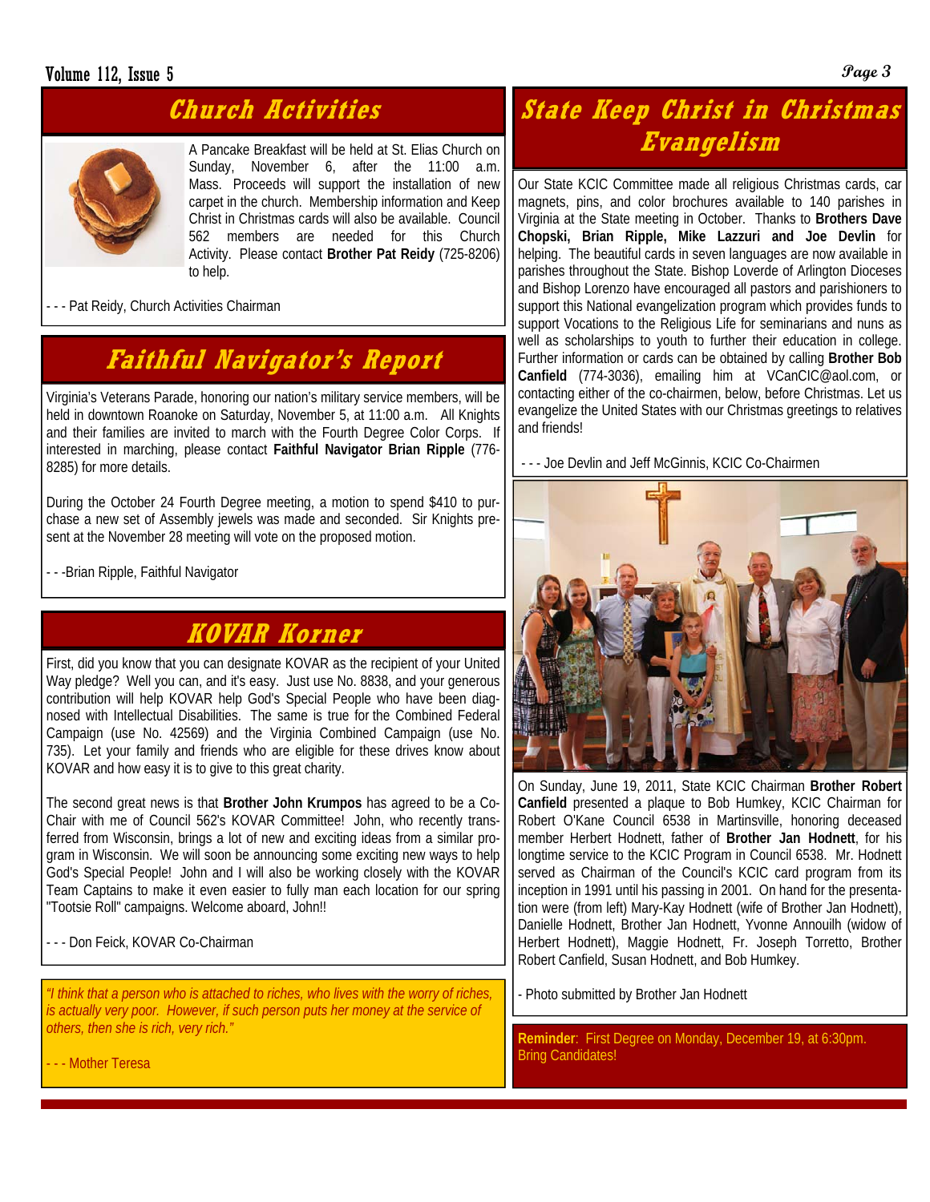## Church Activities

A Pancake Breakfast will be held at St. Elias Church on Sunday, November 6, after the 11:00 a.m. Mass. Proceeds will support the installation of new carpet in the church. Membership information and Keep Christ in Christmas cards will also be available. Council 562 members are needed for this Church Activity. Please contact **Brother Pat Reidy** (725-8206) to help.

- - - Pat Reidy, Church Activities Chairman

## Faithful Navigator's Report

Virginia's Veterans Parade, honoring our nation's military service members, will be held in downtown Roanoke on Saturday, November 5, at 11:00 a.m. All Knights and their families are invited to march with the Fourth Degree Color Corps. If interested in marching, please contact **Faithful Navigator Brian Ripple** (776-8285) for more details.

During the October 24 Fourth Degree meeting, a motion to spend $410 to purchase a new set of Assembly jewels was made and seconded. Sir Knights present at the November 28 meeting will vote on the proposed motion.

- - -Brian Ripple, Faithful Navigator

## KOVAR Korner

First, did you know that you can designate KOVAR as the recipient of your United Way pledge? Well you can, and it's easy. Just use No. 8838, and your generous contribution will help KOVAR help God's Special People who have been diagnosed with Intellectual Disabilities. The same is true for the Combined Federal Campaign (use No. 42569) and the Virginia Combined Campaign (use No. 735). Let your family and friends who are eligible for these drives know about KOVAR and how easy it is to give to this great charity.

The second great news is that **Brother John Krumpos** has agreed to be a Co-Chair with me of Council 562's KOVAR Committee! John, who recently transferred from Wisconsin, brings a lot of new and exciting ideas from a similar program in Wisconsin. We will soon be announcing some exciting new ways to help God's Special People! John and I will also be working closely with the KOVAR Team Captains to make it even easier to fully man each location for our spring "Tootsie Roll" campaigns. Welcome aboard, John!!

- - - Don Feick, KOVAR Co-Chairman

*"I think that a person who is attached to riches, who lives with the worry of riches, is actually very poor. However, if such person puts her money at the service of others, then she is rich, very rich."*

- - - Mother Teresa

## State Keep Christ in Christmas Evangelism

Our State KCIC Committee made all religious Christmas cards, car magnets, pins, and color brochures available to 140 parishes in Virginia at the State meeting in October. Thanks to **Brothers Dave Chopski, Brian Ripple, Mike Lazzuri and Joe Devlin** for helping. The beautiful cards in seven languages are now available in parishes throughout the State. Bishop Loverde of Arlington Dioceses and Bishop Lorenzo have encouraged all pastors and parishioners to support this National evangelization program which provides funds to support Vocations to the Religious Life for seminarians and nuns as well as scholarships to youth to further their education in college. Further information or cards can be obtained by calling **Brother Bob Canfield** (774-3036), emailing him at VCanCIC@aol.com, or contacting either of the co-chairmen, below, before Christmas. Let us evangelize the United States with our Christmas greetings to relatives and friends!

- - - Joe Devlin and Jeff McGinnis, KCIC Co-Chairmen

On Sunday, June 19, 2011, State KCIC Chairman **Brother Robert Canfield** presented a plaque to Bob Humkey, KCIC Chairman for Robert O'Kane Council 6538 in Martinsville, honoring deceased member Herbert Hodnett, father of **Brother Jan Hodnett**, for his longtime service to the KCIC Program in Council 6538. Mr. Hodnett served as Chairman of the Council's KCIC card program from its inception in 1991 until his passing in 2001. On hand for the presentation were (from left) Mary-Kay Hodnett (wife of Brother Jan Hodnett), Danielle Hodnett, Brother Jan Hodnett, Yvonne Annouilh (widow of Herbert Hodnett), Maggie Hodnett, Fr. Joseph Torretto, Brother Robert Canfield, Susan Hodnett, and Bob Humkey.

- Photo submitted by Brother Jan Hodnett

**Reminder**: First Degree on Monday, December 19, at 6:30pm. Bring Candidates!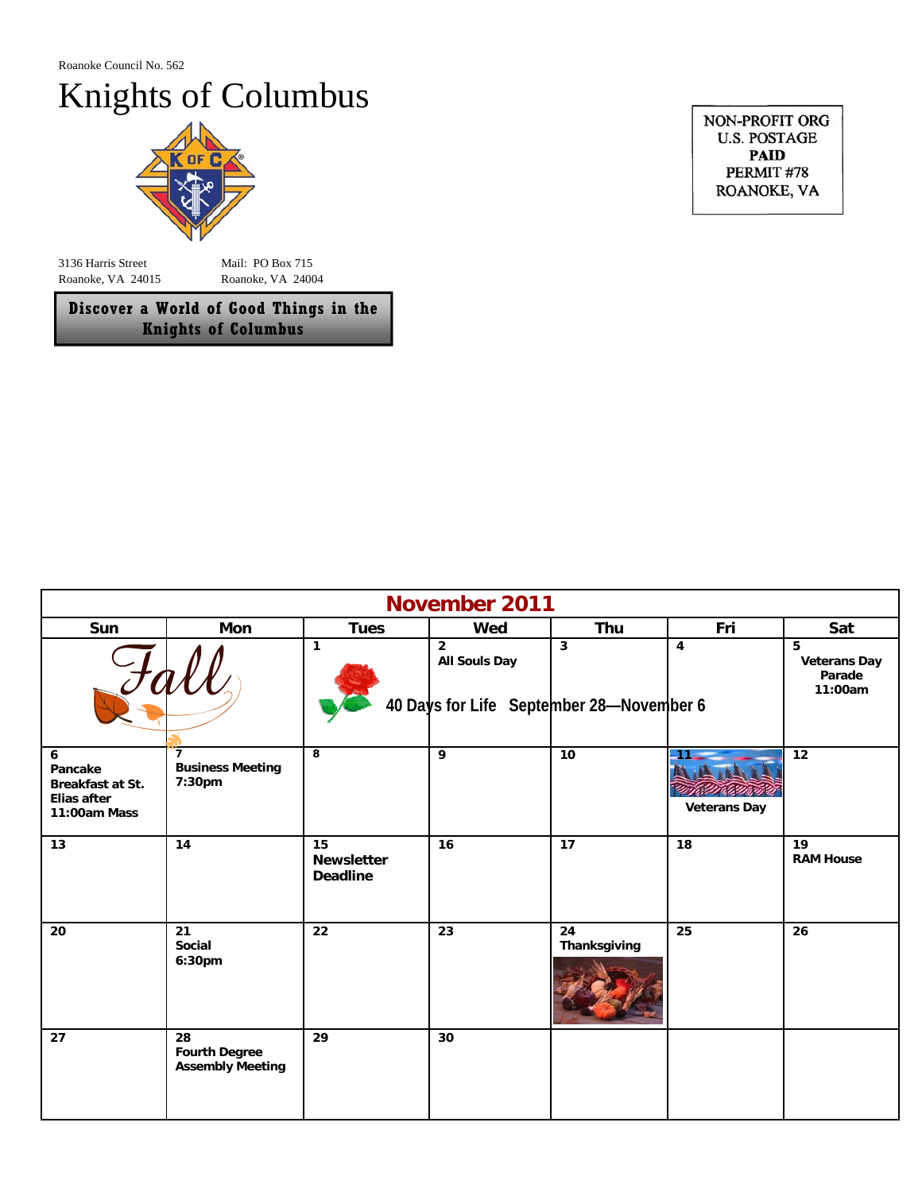Roanoke Council No. 562

# Knights of Columbus

3136 Harris Street
Roanoke, VA 24015

Mail: PO Box 715
Roanoke, VA 24004

**Discover a World of Good Things in the Knights of Columbus**

NON-PROFIT ORG
U.S. POSTAGE
**PAID**
PERMIT #78
ROANOKE, VA

## November 2011

| Sun | Mon | Tues | Wed | Thu | Fri | Sat |
|---|---|---|---|---|---|---|
| Fall | | 1 | 2 All Souls Day | 3 | 4 | 5 Veterans Day Parade 11:00am |
| 6 Pancake Breakfast at St. Elias after 11:00am Mass | 7 Business Meeting 7:30pm | 8 | 9 | 10 | 11 Veterans Day | 12 |
| 13 | 14 | 15 Newsletter Deadline | 16 | 17 | 18 | 19 RAM House |
| 20 | 21 Social 6:30pm | 22 | 23 | 24 Thanksgiving | 25 | 26 |
| 27 | 28 Fourth Degree Assembly Meeting | 29 | 30 | | | |

40 Days for Life September 28—November 6